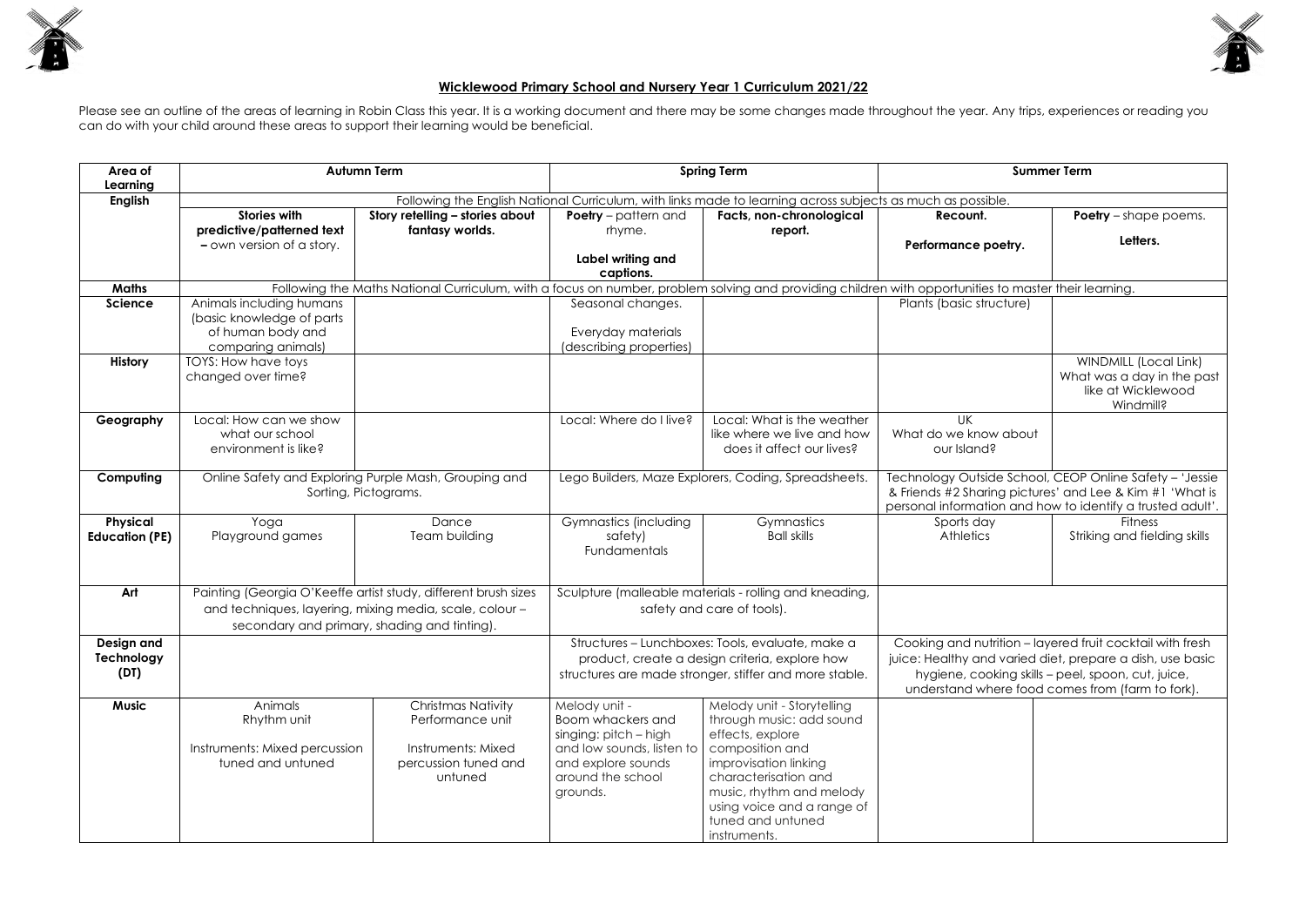# Wicklewood Primary School and Nursery Year 1 Curriculum 2021/22

Please see an outline of the areas of learning in Robin Class this year. It is a working document and there may be some changes made throughout the year. Any trips, experiences or reading you can do with your child around these areas to support their learning would be beneficial.

| Area of Learning | Autumn Term | | Spring Term | | Summer Term | |
|---|---|---|---|---|---|---|
| **English** | Following the English National Curriculum, with links made to learning across subjects as much as possible. | | | | | |
| | **Stories with predictive/patterned text –** own version of a story. | **Story retelling – stories about fantasy worlds.** | **Poetry** – pattern and rhyme. **Label writing and captions.** | **Facts, non-chronological report.** | **Recount.** **Performance poetry.** | **Poetry** – shape poems. **Letters.** |
| **Maths** | Following the Maths National Curriculum, with a focus on number, problem solving and providing children with opportunities to master their learning. | | | | | |
| **Science** | Animals including humans (basic knowledge of parts of human body and comparing animals) | | Seasonal changes. Everyday materials (describing properties) | | Plants (basic structure) | |
| **History** | TOYS: How have toys changed over time? | | | | | WINDMILL (Local Link) What was a day in the past like at Wicklewood Windmill? |
| **Geography** | Local: How can we show what our school environment is like? | | Local: Where do I live? | Local: What is the weather like where we live and how does it affect our lives? | UK What do we know about our Island? | |
| **Computing** | Online Safety and Exploring Purple Mash, Grouping and Sorting, Pictograms. | | Lego Builders, Maze Explorers, Coding, Spreadsheets. | | Technology Outside School, CEOP Online Safety – 'Jessie & Friends #2 Sharing pictures' and Lee & Kim #1 'What is personal information and how to identify a trusted adult'. | |
| **Physical Education (PE)** | Yoga Playground games | Dance Team building | Gymnastics (including safety) Fundamentals | Gymnastics Ball skills | Sports day Athletics | Fitness Striking and fielding skills |
| **Art** | Painting (Georgia O'Keeffe artist study, different brush sizes and techniques, layering, mixing media, scale, colour – secondary and primary, shading and tinting). | | Sculpture (malleable materials - rolling and kneading, safety and care of tools). | | | |
| **Design and Technology (DT)** | | | Structures – Lunchboxes: Tools, evaluate, make a product, create a design criteria, explore how structures are made stronger, stiffer and more stable. | | Cooking and nutrition – layered fruit cocktail with fresh juice: Healthy and varied diet, prepare a dish, use basic hygiene, cooking skills – peel, spoon, cut, juice, understand where food comes from (farm to fork). | |
| **Music** | Animals Rhythm unit Instruments: Mixed percussion tuned and untuned | Christmas Nativity Performance unit Instruments: Mixed percussion tuned and untuned | Melody unit - Boom whackers and singing: pitch – high and low sounds, listen to and explore sounds around the school grounds. | Melody unit - Storytelling through music: add sound effects, explore composition and improvisation linking characterisation and music, rhythm and melody using voice and a range of tuned and untuned instruments. | | |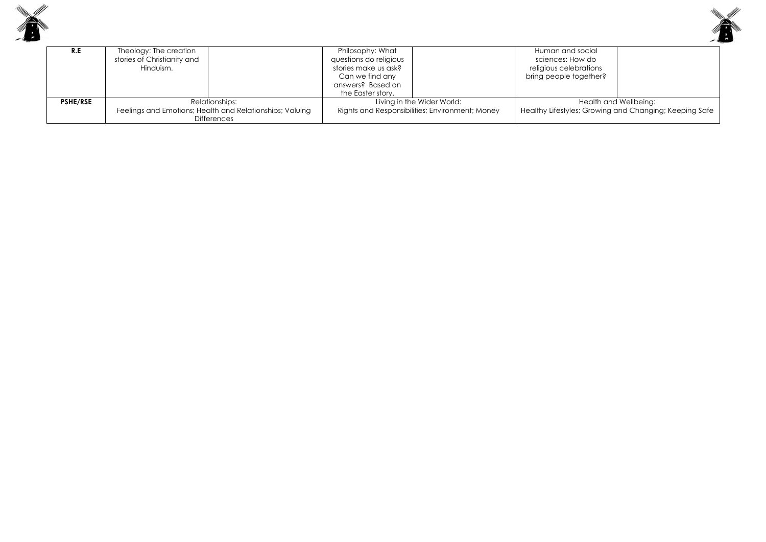| | | | | | | |
|---|---|---|---|---|---|---|
| **R.E** | Theology: The creation stories of Christianity and Hinduism. | | Philosophy: What questions do religious stories make us ask? Can we find any answers? Based on the Easter story. | | Human and social sciences: How do religious celebrations bring people together? | |
| **PSHE/RSE** | Relationships: Feelings and Emotions; Health and Relationships; Valuing Differences | | Living in the Wider World: Rights and Responsibilities; Environment; Money | | Health and Wellbeing: Healthy Lifestyles; Growing and Changing; Keeping Safe | |